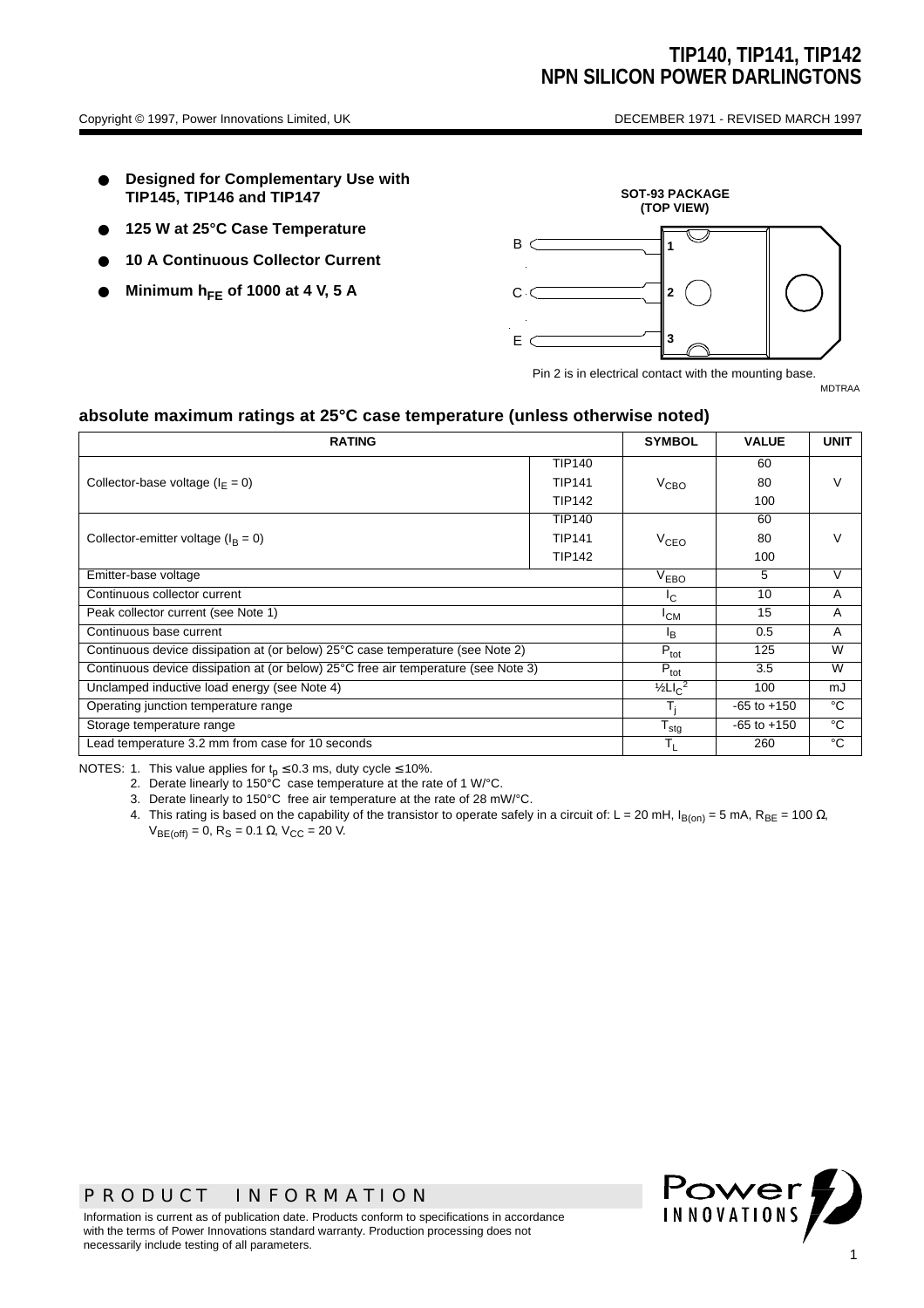# TIP140, TIP141, TIP142
# NPN SILICON POWER DARLINGTONS

Copyright © 1997, Power Innovations Limited, UK

DECEMBER 1971 - REVISED MARCH 1997

- **Designed for Complementary Use with TIP145, TIP146 and TIP147**
- **125 W at 25°C Case Temperature**
- **10 A Continuous Collector Current**
- **Minimum $h_{FE}$ of 1000 at 4 V, 5 A**

**SOT-93 PACKAGE (TOP VIEW)**

B 1
C 2
E 3

Pin 2 is in electrical contact with the mounting base.

MDTRAA

## absolute maximum ratings at 25°C case temperature (unless otherwise noted)

| RATING | | SYMBOL | VALUE | UNIT |
|---|---|---|---|---|
| Collector-base voltage ($I_E$ = 0) | TIP140 | $V_{CBO}$ | 60 | V |
| | TIP141 | | 80 | |
| | TIP142 | | 100 | |
| Collector-emitter voltage ($I_B$ = 0) | TIP140 | $V_{CEO}$ | 60 | V |
| | TIP141 | | 80 | |
| | TIP142 | | 100 | |
| Emitter-base voltage | | $V_{EBO}$ | 5 | V |
| Continuous collector current | | $I_C$ | 10 | A |
| Peak collector current (see Note 1) | | $I_{CM}$ | 15 | A |
| Continuous base current | | $I_B$ | 0.5 | A |
| Continuous device dissipation at (or below) 25°C case temperature (see Note 2) | | $P_{tot}$ | 125 | W |
| Continuous device dissipation at (or below) 25°C free air temperature (see Note 3) | | $P_{tot}$ | 3.5 | W |
| Unclamped inductive load energy (see Note 4) | | $½LI_C^2$ | 100 | mJ |
| Operating junction temperature range | | $T_j$ | -65 to +150 | °C |
| Storage temperature range | | $T_{stg}$ | -65 to +150 | °C |
| Lead temperature 3.2 mm from case for 10 seconds | | $T_L$ | 260 | °C |

NOTES: 1. This value applies for $t_p \leq 0.3$ ms, duty cycle $\leq$ 10%.
2. Derate linearly to 150°C case temperature at the rate of 1 W/°C.
3. Derate linearly to 150°C free air temperature at the rate of 28 mW/°C.
4. This rating is based on the capability of the transistor to operate safely in a circuit of: L = 20 mH, $I_{B(on)}$ = 5 mA, $R_{BE}$ = 100 Ω, $V_{BE(off)}$ = 0, $R_S$ = 0.1 Ω, $V_{CC}$ = 20 V.

PRODUCT INFORMATION

Information is current as of publication date. Products conform to specifications in accordance with the terms of Power Innovations standard warranty. Production processing does not necessarily include testing of all parameters.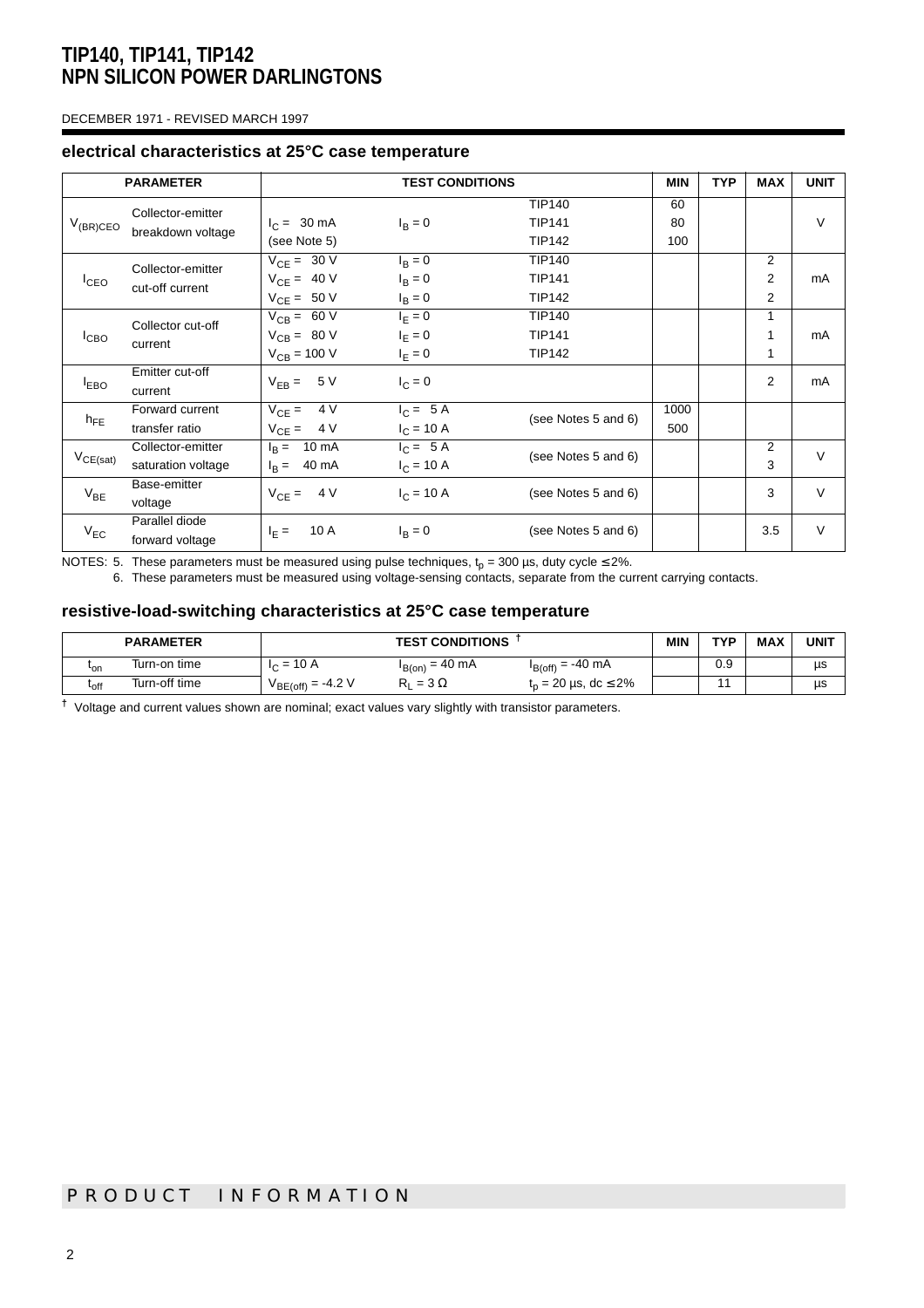## electrical characteristics at 25°C case temperature

| PARAMETER | | TEST CONDITIONS | | | MIN | TYP | MAX | UNIT |
|---|---|---|---|---|---|---|---|---|
| $V_{(BR)CEO}$ | Collector-emitter breakdown voltage | $I_C$ = 30 mA (see Note 5) | $I_B = 0$ | TIP140<br>TIP141<br>TIP142 | 60<br>80<br>100 | | | V |
| $I_{CEO}$ | Collector-emitter cut-off current | $V_{CE}$ = 30 V<br>$V_{CE}$ = 40 V<br>$V_{CE}$ = 50 V | $I_B = 0$<br>$I_B = 0$<br>$I_B = 0$ | TIP140<br>TIP141<br>TIP142 | | | 2<br>2<br>2 | mA |
| $I_{CBO}$ | Collector cut-off current | $V_{CB}$ = 60 V<br>$V_{CB}$ = 80 V<br>$V_{CB}$ = 100 V | $I_E = 0$<br>$I_E = 0$<br>$I_E = 0$ | TIP140<br>TIP141<br>TIP142 | | | 1<br>1<br>1 | mA |
| $I_{EBO}$ | Emitter cut-off current | $V_{EB}$ = 5 V | $I_C = 0$ | | | | 2 | mA |
| $h_{FE}$ | Forward current transfer ratio | $V_{CE}$ = 4 V<br>$V_{CE}$ = 4 V | $I_C$ = 5 A<br>$I_C$ = 10 A | (see Notes 5 and 6) | 1000<br>500 | | | |
| $V_{CE(sat)}$ | Collector-emitter saturation voltage | $I_B$ = 10 mA<br>$I_B$ = 40 mA | $I_C$ = 5 A<br>$I_C$ = 10 A | (see Notes 5 and 6) | | | 2<br>3 | V |
| $V_{BE}$ | Base-emitter voltage | $V_{CE}$ = 4 V | $I_C$ = 10 A | (see Notes 5 and 6) | | | 3 | V |
| $V_{EC}$ | Parallel diode forward voltage | $I_E$ = 10 A | $I_B = 0$ | (see Notes 5 and 6) | | | 3.5 | V |

NOTES: 5. These parameters must be measured using pulse techniques, $t_p$ = 300 µs, duty cycle ≤ 2%.
6. These parameters must be measured using voltage-sensing contacts, separate from the current carrying contacts.

## resistive-load-switching characteristics at 25°C case temperature

| PARAMETER | | TEST CONDITIONS † | | | MIN | TYP | MAX | UNIT |
|---|---|---|---|---|---|---|---|---|
| $t_{on}$ | Turn-on time | $I_C$ = 10 A | $I_{B(on)}$ = 40 mA | $I_{B(off)}$ = -40 mA | | 0.9 | | µs |
| $t_{off}$ | Turn-off time | $V_{BE(off)}$ = -4.2 V | $R_L$ = 3 Ω | $t_p$ = 20 µs, dc ≤ 2% | | 11 | | µs |

† Voltage and current values shown are nominal; exact values vary slightly with transistor parameters.

PRODUCT INFORMATION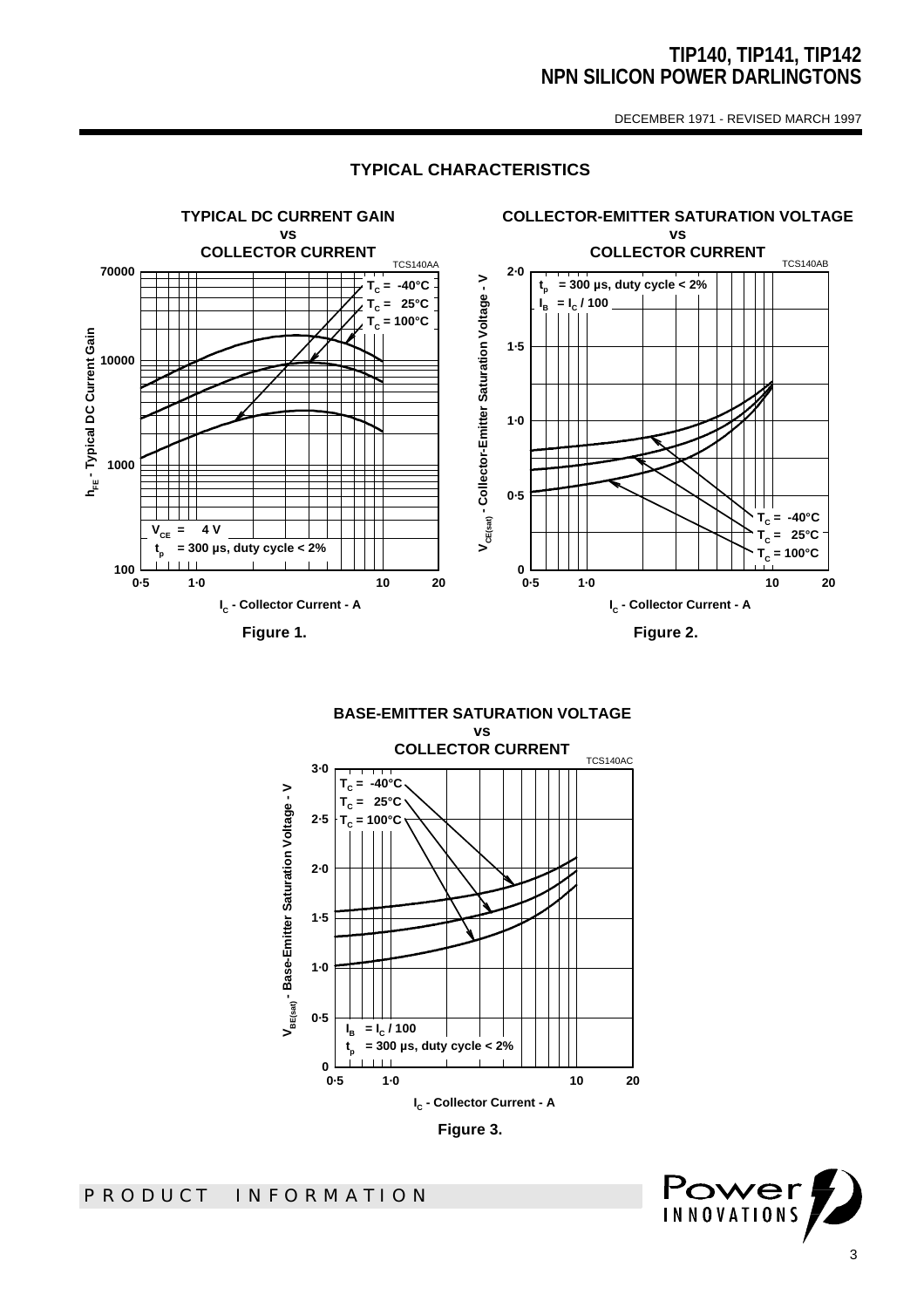## TYPICAL CHARACTERISTICS

**TYPICAL DC CURRENT GAIN vs COLLECTOR CURRENT**

TCS140AA

$h_{FE}$ - Typical DC Current Gain

$T_C$ = -40°C
$T_C$ = 25°C
$T_C$ = 100°C

$V_{CE}$ = 4 V
$t_p$ = 300 µs, duty cycle < 2%

$I_C$ - Collector Current - A

**Figure 1.**

**COLLECTOR-EMITTER SATURATION VOLTAGE vs COLLECTOR CURRENT**

TCS140AB

$V_{CE(sat)}$ - Collector-Emitter Saturation Voltage - V

$t_p$ = 300 µs, duty cycle < 2%
$I_B$ = $I_C$ / 100

$T_C$ = -40°C
$T_C$ = 25°C
$T_C$ = 100°C

$I_C$ - Collector Current - A

**Figure 2.**

**BASE-EMITTER SATURATION VOLTAGE vs COLLECTOR CURRENT**

TCS140AC

$V_{BE(sat)}$ - Base-Emitter Saturation Voltage - V

$T_C$ = -40°C
$T_C$ = 25°C
$T_C$ = 100°C

$I_B$ = $I_C$ / 100
$t_p$ = 300 µs, duty cycle < 2%

$I_C$ - Collector Current - A

**Figure 3.**

PRODUCT INFORMATION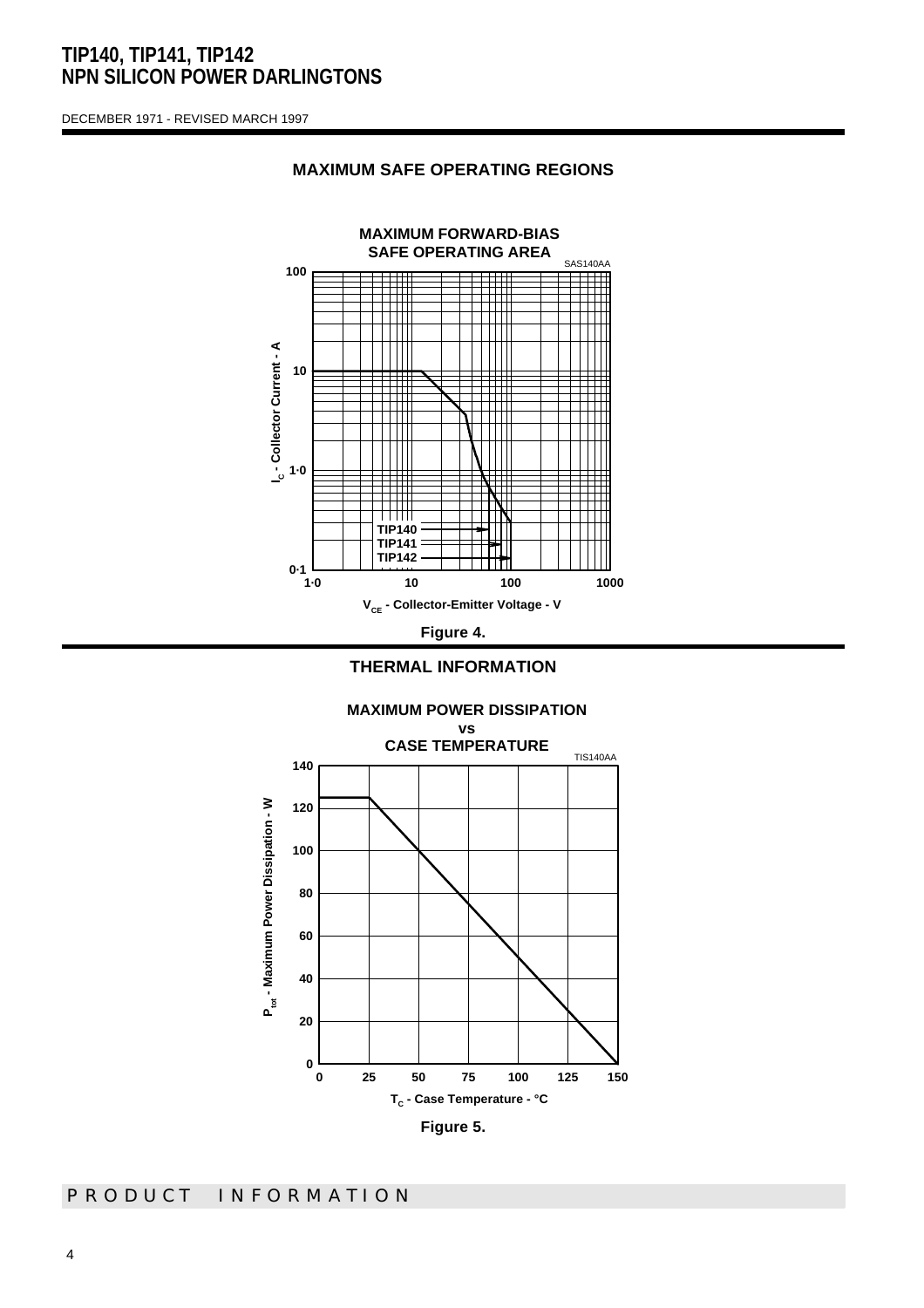## MAXIMUM SAFE OPERATING REGIONS

MAXIMUM FORWARD-BIAS SAFE OPERATING AREA

SAS140AA

$I_C$ - Collector Current - A

$V_{CE}$ - Collector-Emitter Voltage - V

TIP140
TIP141
TIP142

Figure 4.

## THERMAL INFORMATION

MAXIMUM POWER DISSIPATION vs CASE TEMPERATURE

TIS140AA

$P_{tot}$ - Maximum Power Dissipation - W

$T_C$ - Case Temperature - °C

Figure 5.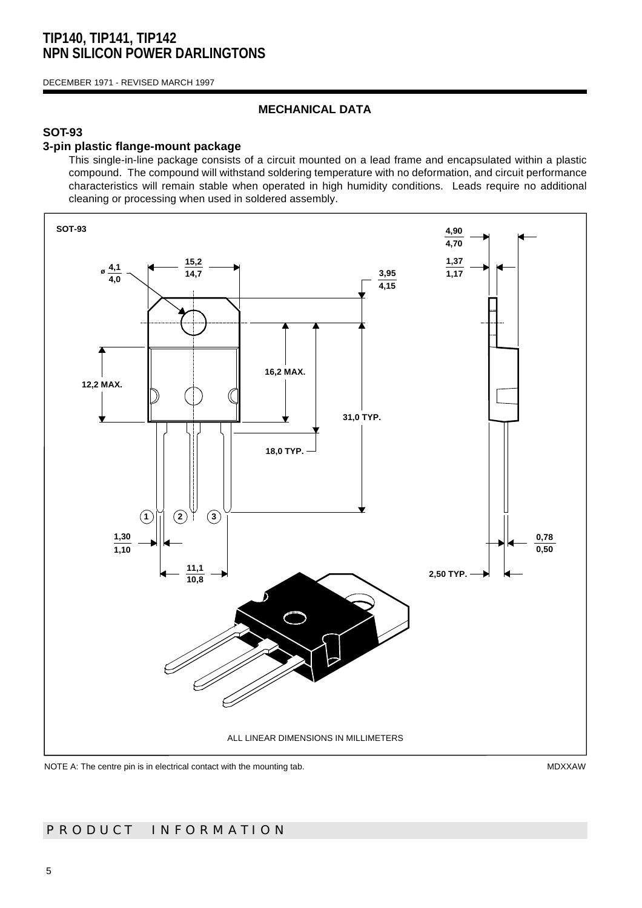# MECHANICAL DATA

## SOT-93

### 3-pin plastic flange-mount package

This single-in-line package consists of a circuit mounted on a lead frame and encapsulated within a plastic compound. The compound will withstand soldering temperature with no deformation, and circuit performance characteristics will remain stable when operated in high humidity conditions. Leads require no additional cleaning or processing when used in soldered assembly.

SOT-93

ø 4,1 / 4,0 — 15,2 / 14,7 — 3,95 / 4,15 — 4,90 / 4,70 — 1,37 / 1,17

12,2 MAX. — 16,2 MAX. — 31,0 TYP. — 18,0 TYP.

1 2 3

1,30 / 1,10 — 11,1 / 10,8 — 0,78 / 0,50 — 2,50 TYP.

ALL LINEAR DIMENSIONS IN MILLIMETERS

NOTE A: The centre pin is in electrical contact with the mounting tab.

MDXXAW

PRODUCT INFORMATION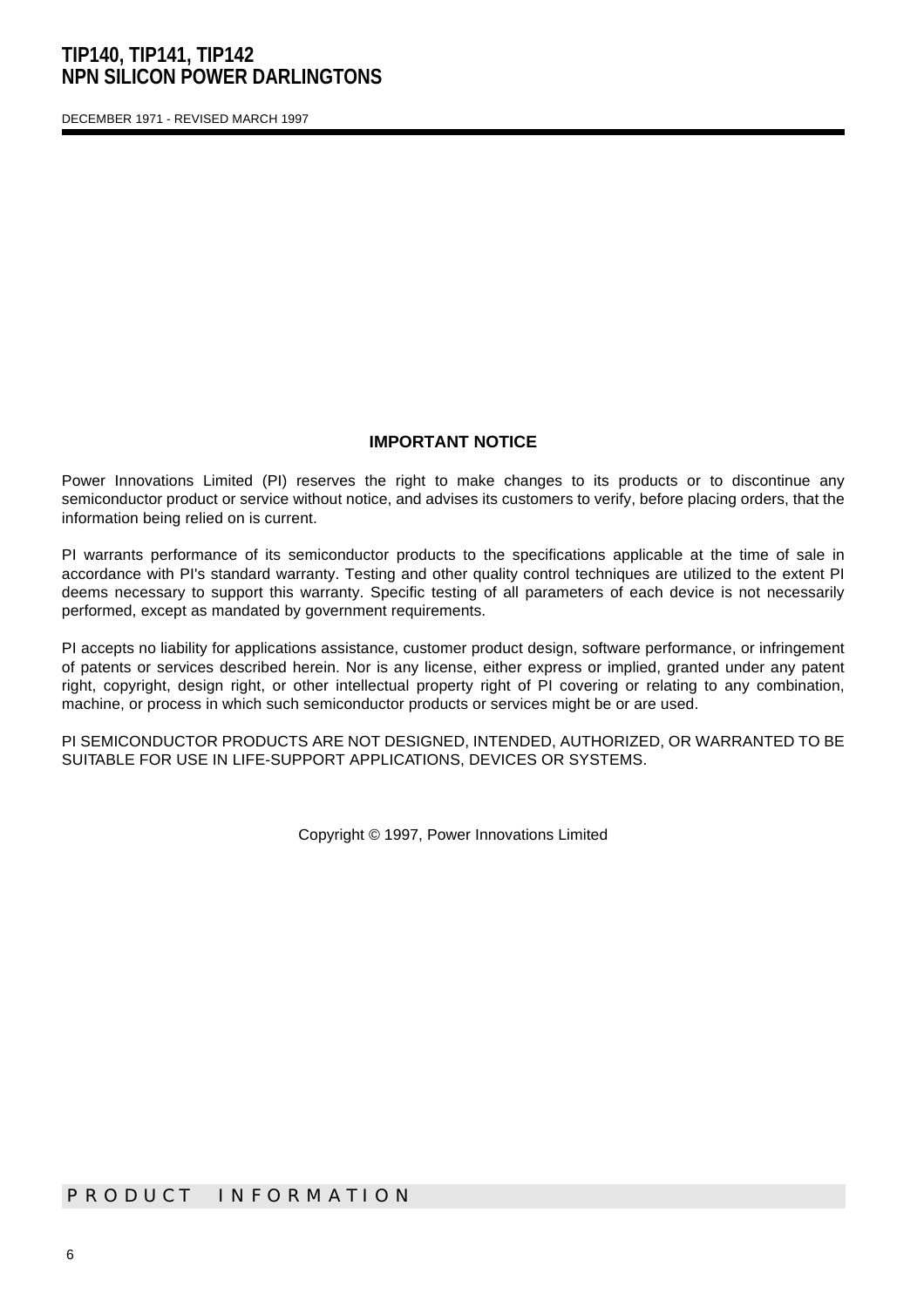## IMPORTANT NOTICE

Power Innovations Limited (PI) reserves the right to make changes to its products or to discontinue any semiconductor product or service without notice, and advises its customers to verify, before placing orders, that the information being relied on is current.

PI warrants performance of its semiconductor products to the specifications applicable at the time of sale in accordance with PI's standard warranty. Testing and other quality control techniques are utilized to the extent PI deems necessary to support this warranty. Specific testing of all parameters of each device is not necessarily performed, except as mandated by government requirements.

PI accepts no liability for applications assistance, customer product design, software performance, or infringement of patents or services described herein. Nor is any license, either express or implied, granted under any patent right, copyright, design right, or other intellectual property right of PI covering or relating to any combination, machine, or process in which such semiconductor products or services might be or are used.

PI SEMICONDUCTOR PRODUCTS ARE NOT DESIGNED, INTENDED, AUTHORIZED, OR WARRANTED TO BE SUITABLE FOR USE IN LIFE-SUPPORT APPLICATIONS, DEVICES OR SYSTEMS.

Copyright © 1997, Power Innovations Limited